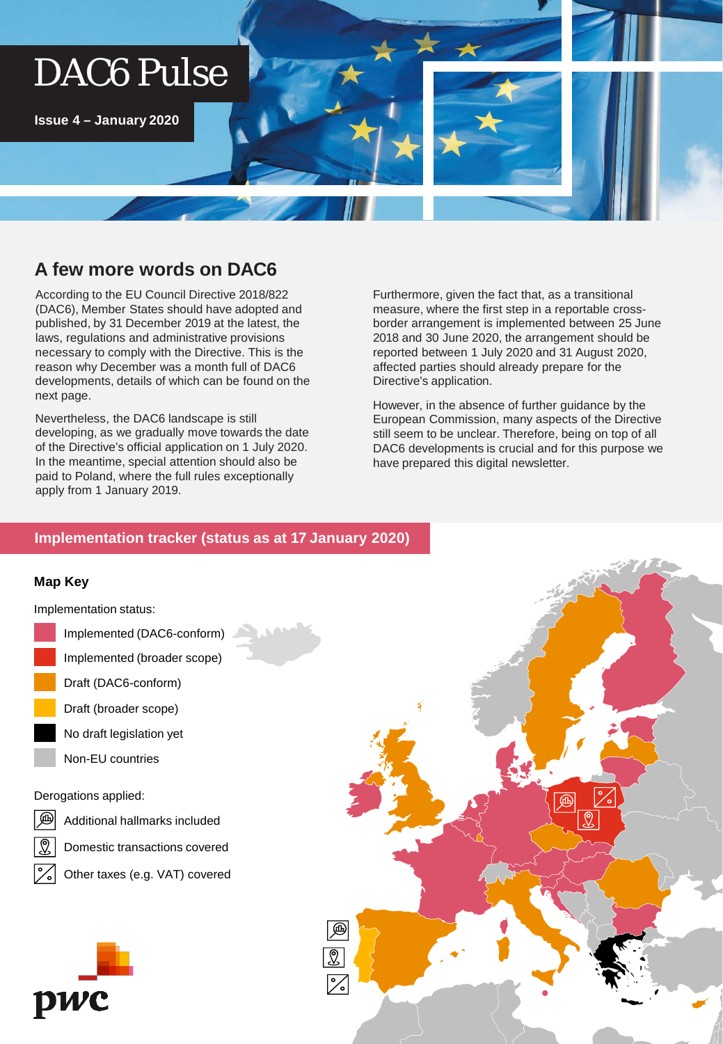# DAC6 Pulse

**Issue 4 – January 2020**

## A few more words on DAC6

According to the EU Council Directive 2018/822 (DAC6), Member States should have adopted and published, by 31 December 2019 at the latest, the laws, regulations and administrative provisions necessary to comply with the Directive. This is the reason why December was a month full of DAC6 developments, details of which can be found on the next page.

Nevertheless, the DAC6 landscape is still developing, as we gradually move towards the date of the Directive's official application on 1 July 2020. In the meantime, special attention should also be paid to Poland, where the full rules exceptionally apply from 1 January 2019.

Furthermore, given the fact that, as a transitional measure, where the first step in a reportable cross-border arrangement is implemented between 25 June 2018 and 30 June 2020, the arrangement should be reported between 1 July 2020 and 31 August 2020, affected parties should already prepare for the Directive's application.

However, in the absence of further guidance by the European Commission, many aspects of the Directive still seem to be unclear. Therefore, being on top of all DAC6 developments is crucial and for this purpose we have prepared this digital newsletter.

## Implementation tracker (status as at 17 January 2020)

**Map Key**

Implementation status:

- Implemented (DAC6-conform)
- Implemented (broader scope)
- Draft (DAC6-conform)
- Draft (broader scope)
- No draft legislation yet
- Non-EU countries

Derogations applied:

- Additional hallmarks included
- Domestic transactions covered
- Other taxes (e.g. VAT) covered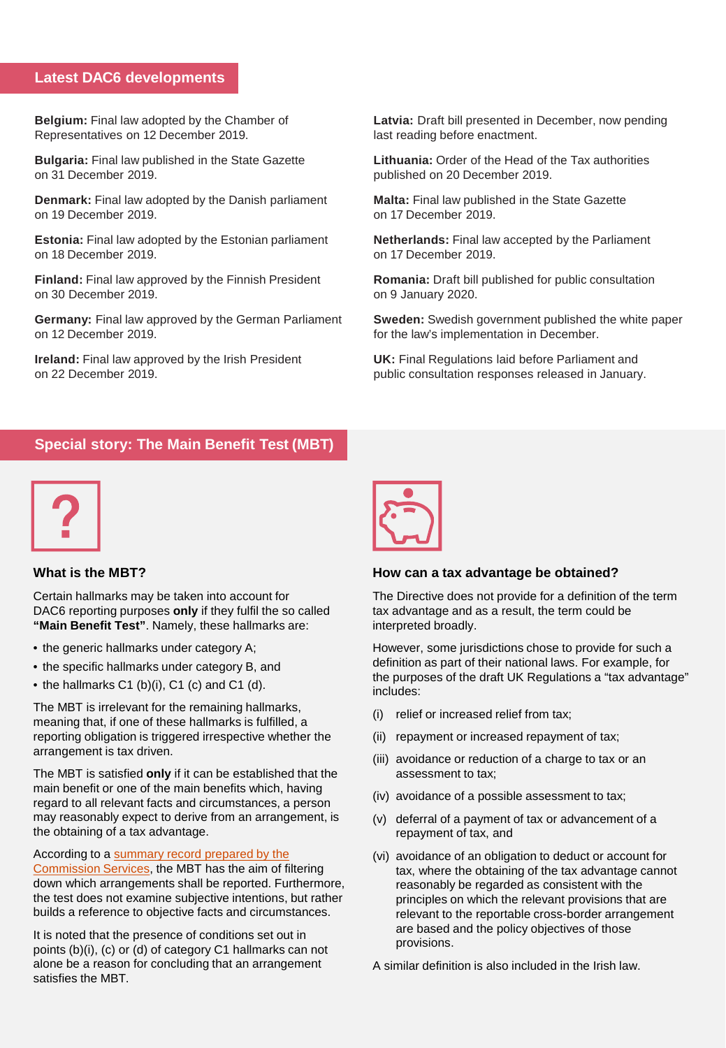## Latest DAC6 developments

**Belgium:** Final law adopted by the Chamber of Representatives on 12 December 2019.

**Bulgaria:** Final law published in the State Gazette on 31 December 2019.

**Denmark:** Final law adopted by the Danish parliament on 19 December 2019.

**Estonia:** Final law adopted by the Estonian parliament on 18 December 2019.

**Finland:** Final law approved by the Finnish President on 30 December 2019.

**Germany:** Final law approved by the German Parliament on 12 December 2019.

**Ireland:** Final law approved by the Irish President on 22 December 2019.

**Latvia:** Draft bill presented in December, now pending last reading before enactment.

**Lithuania:** Order of the Head of the Tax authorities published on 20 December 2019.

**Malta:** Final law published in the State Gazette on 17 December 2019.

**Netherlands:** Final law accepted by the Parliament on 17 December 2019.

**Romania:** Draft bill published for public consultation on 9 January 2020.

**Sweden:** Swedish government published the white paper for the law's implementation in December.

**UK:** Final Regulations laid before Parliament and public consultation responses released in January.

## Special story: The Main Benefit Test (MBT)

### What is the MBT?

Certain hallmarks may be taken into account for DAC6 reporting purposes **only** if they fulfil the so called **"Main Benefit Test"**. Namely, these hallmarks are:

- the generic hallmarks under category A;
- the specific hallmarks under category B, and
- the hallmarks C1 (b)(i), C1 (c) and C1 (d).

The MBT is irrelevant for the remaining hallmarks, meaning that, if one of these hallmarks is fulfilled, a reporting obligation is triggered irrespective whether the arrangement is tax driven.

The MBT is satisfied **only** if it can be established that the main benefit or one of the main benefits which, having regard to all relevant facts and circumstances, a person may reasonably expect to derive from an arrangement, is the obtaining of a tax advantage.

According to a summary record prepared by the Commission Services, the MBT has the aim of filtering down which arrangements shall be reported. Furthermore, the test does not examine subjective intentions, but rather builds a reference to objective facts and circumstances.

It is noted that the presence of conditions set out in points (b)(i), (c) or (d) of category C1 hallmarks can not alone be a reason for concluding that an arrangement satisfies the MBT.

### How can a tax advantage be obtained?

The Directive does not provide for a definition of the term tax advantage and as a result, the term could be interpreted broadly.

However, some jurisdictions chose to provide for such a definition as part of their national laws. For example, for the purposes of the draft UK Regulations a "tax advantage" includes:

(i) relief or increased relief from tax;

(ii) repayment or increased repayment of tax;

(iii) avoidance or reduction of a charge to tax or an assessment to tax;

(iv) avoidance of a possible assessment to tax;

(v) deferral of a payment of tax or advancement of a repayment of tax, and

(vi) avoidance of an obligation to deduct or account for tax, where the obtaining of the tax advantage cannot reasonably be regarded as consistent with the principles on which the relevant provisions that are relevant to the reportable cross-border arrangement are based and the policy objectives of those provisions.

A similar definition is also included in the Irish law.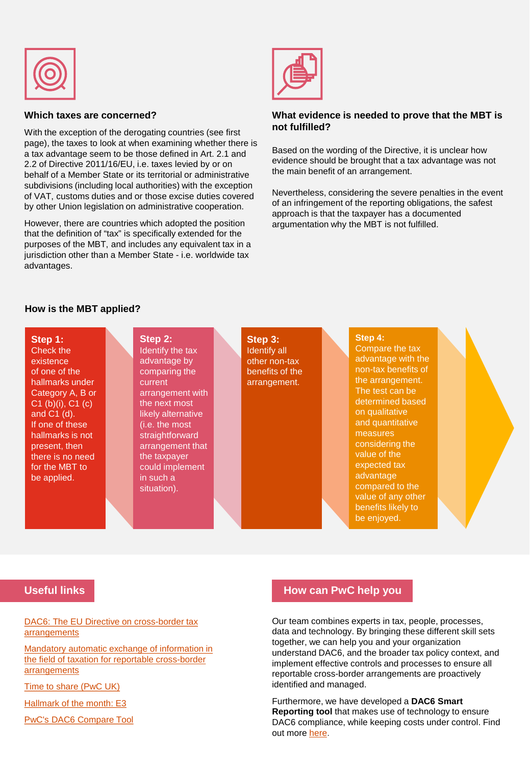### Which taxes are concerned?

With the exception of the derogating countries (see first page), the taxes to look at when examining whether there is a tax advantage seem to be those defined in Art. 2.1 and 2.2 of Directive 2011/16/EU, i.e. taxes levied by or on behalf of a Member State or its territorial or administrative subdivisions (including local authorities) with the exception of VAT, customs duties and or those excise duties covered by other Union legislation on administrative cooperation.

However, there are countries which adopted the position that the definition of "tax" is specifically extended for the purposes of the MBT, and includes any equivalent tax in a jurisdiction other than a Member State - i.e. worldwide tax advantages.

### What evidence is needed to prove that the MBT is not fulfilled?

Based on the wording of the Directive, it is unclear how evidence should be brought that a tax advantage was not the main benefit of an arrangement.

Nevertheless, considering the severe penalties in the event of an infringement of the reporting obligations, the safest approach is that the taxpayer has a documented argumentation why the MBT is not fulfilled.

### How is the MBT applied?

**Step 1:** Check the existence of one of the hallmarks under Category A, B or C1 (b)(i), C1 (c) and C1 (d). If one of these hallmarks is not present, then there is no need for the MBT to be applied.

**Step 2:** Identify the tax advantage by comparing the current arrangement with the next most likely alternative (i.e. the most straightforward arrangement that the taxpayer could implement in such a situation).

**Step 3:** Identify all other non-tax benefits of the arrangement.

**Step 4:** Compare the tax advantage with the non-tax benefits of the arrangement. The test can be determined based on qualitative and quantitative measures considering the value of the expected tax advantage compared to the value of any other benefits likely to be enjoyed.

## Useful links

DAC6: The EU Directive on cross-border tax arrangements

Mandatory automatic exchange of information in the field of taxation for reportable cross-border arrangements

Time to share (PwC UK)

Hallmark of the month: E3

PwC's DAC6 Compare Tool

## How can PwC help you

Our team combines experts in tax, people, processes, data and technology. By bringing these different skill sets together, we can help you and your organization understand DAC6, and the broader tax policy context, and implement effective controls and processes to ensure all reportable cross-border arrangements are proactively identified and managed.

Furthermore, we have developed a **DAC6 Smart Reporting tool** that makes use of technology to ensure DAC6 compliance, while keeping costs under control. Find out more here.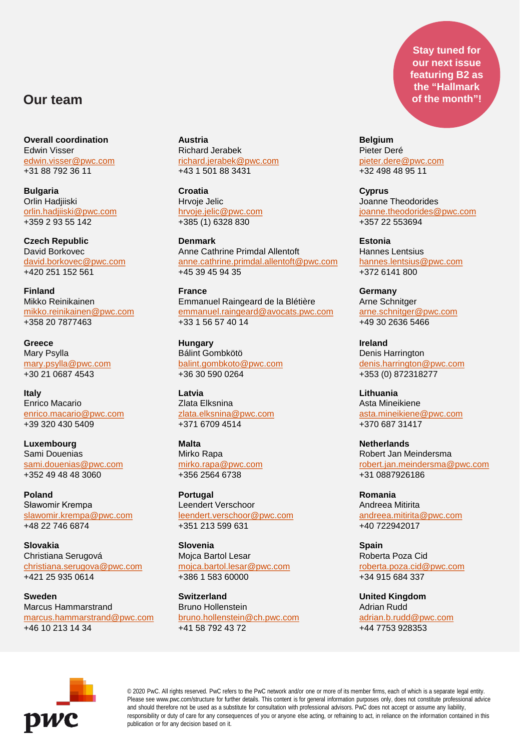## Our team

Stay tuned for our next issue featuring B2 as the "Hallmark of the month"!

**Overall coordination**
Edwin Visser
edwin.visser@pwc.com
+31 88 792 36 11

**Austria**
Richard Jerabek
richard.jerabek@pwc.com
+43 1 501 88 3431

**Belgium**
Pieter Deré
pieter.dere@pwc.com
+32 498 48 95 11

**Bulgaria**
Orlin Hadjiiski
orlin.hadjiiski@pwc.com
+359 2 93 55 142

**Croatia**
Hrvoje Jelic
hrvoje.jelic@pwc.com
+385 (1) 6328 830

**Cyprus**
Joanne Theodorides
joanne.theodorides@pwc.com
+357 22 553694

**Czech Republic**
David Borkovec
david.borkovec@pwc.com
+420 251 152 561

**Denmark**
Anne Cathrine Primdal Allentoft
anne.cathrine.primdal.allentoft@pwc.com
+45 39 45 94 35

**Estonia**
Hannes Lentsius
hannes.lentsius@pwc.com
+372 6141 800

**Finland**
Mikko Reinikainen
mikko.reinikainen@pwc.com
+358 20 7877463

**France**
Emmanuel Raingeard de la Blétière
emmanuel.raingeard@avocats.pwc.com
+33 1 56 57 40 14

**Germany**
Arne Schnitger
arne.schnitger@pwc.com
+49 30 2636 5466

**Greece**
Mary Psylla
mary.psylla@pwc.com
+30 21 0687 4543

**Hungary**
Bálint Gombkötö
balint.gombkoto@pwc.com
+36 30 590 0264

**Ireland**
Denis Harrington
denis.harrington@pwc.com
+353 (0) 872318277

**Italy**
Enrico Macario
enrico.macario@pwc.com
+39 320 430 5409

**Latvia**
Zlata Elksnina
zlata.elksnina@pwc.com
+371 6709 4514

**Lithuania**
Asta Mineikiene
asta.mineikiene@pwc.com
+370 687 31417

**Luxembourg**
Sami Douenias
sami.douenias@pwc.com
+352 49 48 48 3060

**Malta**
Mirko Rapa
mirko.rapa@pwc.com
+356 2564 6738

**Netherlands**
Robert Jan Meindersma
robert.jan.meindersma@pwc.com
+31 0887926186

**Poland**
Sławomir Krempa
slawomir.krempa@pwc.com
+48 22 746 6874

**Portugal**
Leendert Verschoor
leendert.verschoor@pwc.com
+351 213 599 631

**Romania**
Andreea Mitirita
andreea.mitirita@pwc.com
+40 722942017

**Slovakia**
Christiana Serugová
christiana.serugova@pwc.com
+421 25 935 0614

**Slovenia**
Mojca Bartol Lesar
mojca.bartol.lesar@pwc.com
+386 1 583 60000

**Spain**
Roberta Poza Cid
roberta.poza.cid@pwc.com
+34 915 684 337

**Sweden**
Marcus Hammarstrand
marcus.hammarstrand@pwc.com
+46 10 213 14 34

**Switzerland**
Bruno Hollenstein
bruno.hollenstein@ch.pwc.com
+41 58 792 43 72

**United Kingdom**
Adrian Rudd
adrian.b.rudd@pwc.com
+44 7753 928353

© 2020 PwC. All rights reserved. PwC refers to the PwC network and/or one or more of its member firms, each of which is a separate legal entity. Please see www.pwc.com/structure for further details. This content is for general information purposes only, does not constitute professional advice and should therefore not be used as a substitute for consultation with professional advisors. PwC does not accept or assume any liability, responsibility or duty of care for any consequences of you or anyone else acting, or refraining to act, in reliance on the information contained in this publication or for any decision based on it.